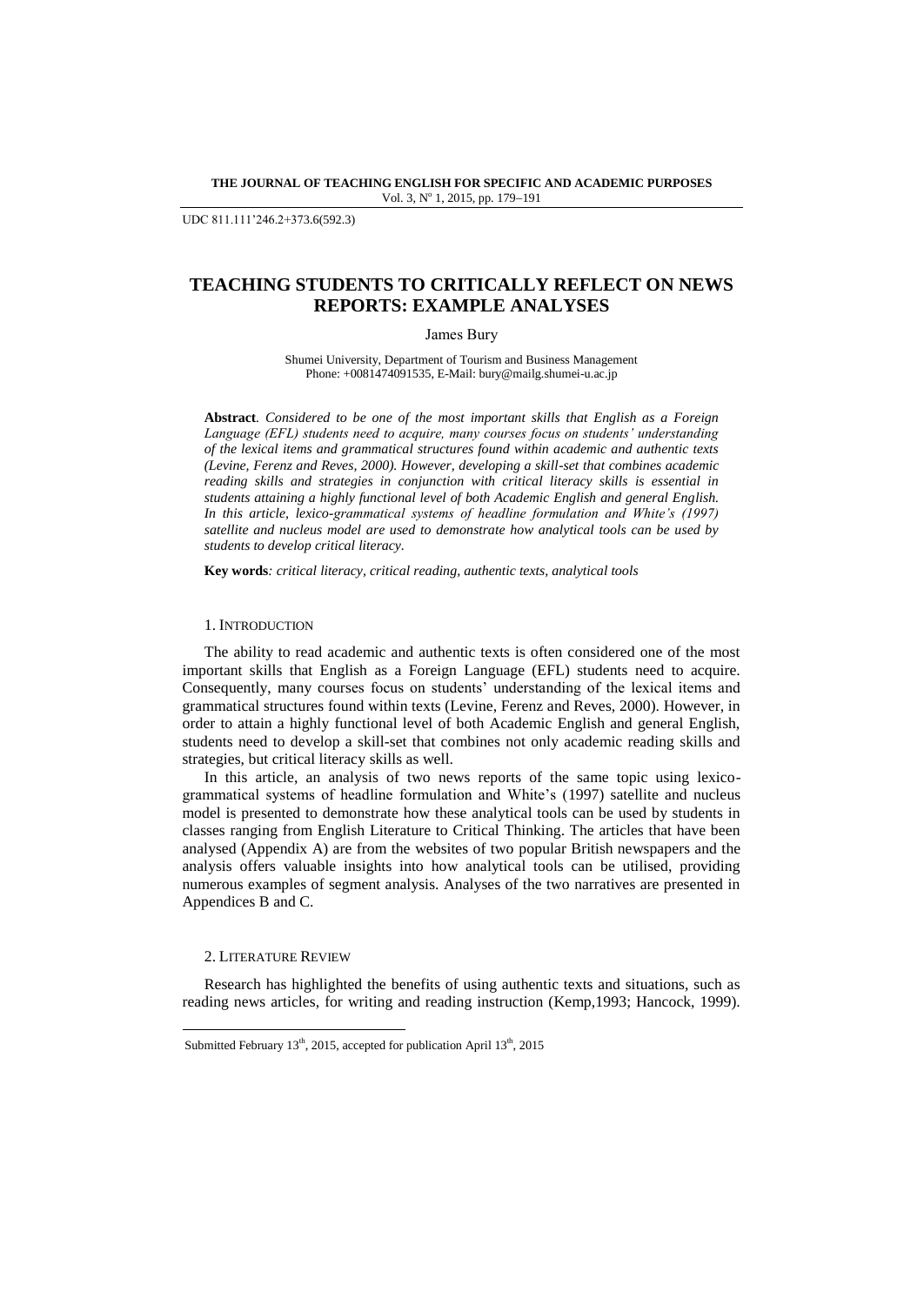UDC 811.111'246.2+373.6(592.3)

# TEACHING STUDENTS TO CRITICALLY REFLECT ON NEWS REPORTS: EXAMPLE ANALYSES

James Bury

Shumei University, Department of Tourism and Business Management
Phone: +0081474091535, E-Mail: bury@mailg.shumei-u.ac.jp

**Abstract**. *Considered to be one of the most important skills that English as a Foreign Language (EFL) students need to acquire, many courses focus on students' understanding of the lexical items and grammatical structures found within academic and authentic texts (Levine, Ferenz and Reves, 2000). However, developing a skill-set that combines academic reading skills and strategies in conjunction with critical literacy skills is essential in students attaining a highly functional level of both Academic English and general English. In this article, lexico-grammatical systems of headline formulation and White's (1997) satellite and nucleus model are used to demonstrate how analytical tools can be used by students to develop critical literacy.*

**Key words**: *critical literacy, critical reading, authentic texts, analytical tools*

## 1. Introduction

The ability to read academic and authentic texts is often considered one of the most important skills that English as a Foreign Language (EFL) students need to acquire. Consequently, many courses focus on students' understanding of the lexical items and grammatical structures found within texts (Levine, Ferenz and Reves, 2000). However, in order to attain a highly functional level of both Academic English and general English, students need to develop a skill-set that combines not only academic reading skills and strategies, but critical literacy skills as well.

In this article, an analysis of two news reports of the same topic using lexico-grammatical systems of headline formulation and White's (1997) satellite and nucleus model is presented to demonstrate how these analytical tools can be used by students in classes ranging from English Literature to Critical Thinking. The articles that have been analysed (Appendix A) are from the websites of two popular British newspapers and the analysis offers valuable insights into how analytical tools can be utilised, providing numerous examples of segment analysis. Analyses of the two narratives are presented in Appendices B and C.

## 2. Literature Review

Research has highlighted the benefits of using authentic texts and situations, such as reading news articles, for writing and reading instruction (Kemp,1993; Hancock, 1999).

Submitted February 13th, 2015, accepted for publication April 13th, 2015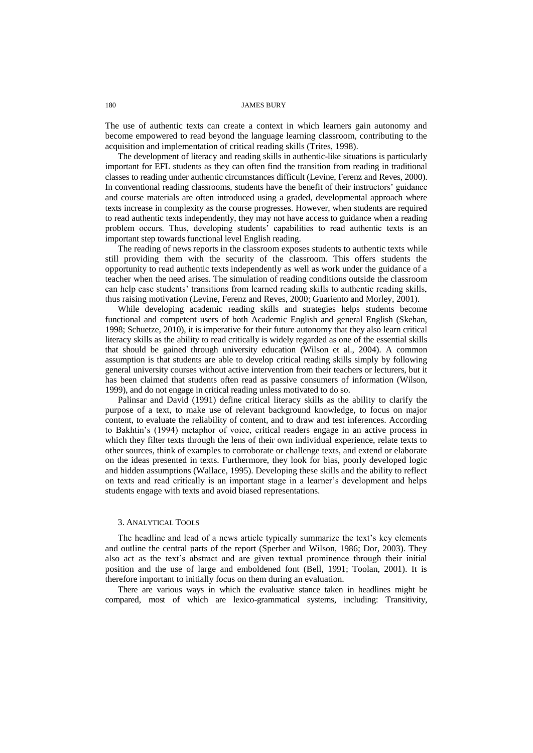The use of authentic texts can create a context in which learners gain autonomy and become empowered to read beyond the language learning classroom, contributing to the acquisition and implementation of critical reading skills (Trites, 1998).

The development of literacy and reading skills in authentic-like situations is particularly important for EFL students as they can often find the transition from reading in traditional classes to reading under authentic circumstances difficult (Levine, Ferenz and Reves, 2000). In conventional reading classrooms, students have the benefit of their instructors' guidance and course materials are often introduced using a graded, developmental approach where texts increase in complexity as the course progresses. However, when students are required to read authentic texts independently, they may not have access to guidance when a reading problem occurs. Thus, developing students' capabilities to read authentic texts is an important step towards functional level English reading.

The reading of news reports in the classroom exposes students to authentic texts while still providing them with the security of the classroom. This offers students the opportunity to read authentic texts independently as well as work under the guidance of a teacher when the need arises. The simulation of reading conditions outside the classroom can help ease students' transitions from learned reading skills to authentic reading skills, thus raising motivation (Levine, Ferenz and Reves, 2000; Guariento and Morley, 2001).

While developing academic reading skills and strategies helps students become functional and competent users of both Academic English and general English (Skehan, 1998; Schuetze, 2010), it is imperative for their future autonomy that they also learn critical literacy skills as the ability to read critically is widely regarded as one of the essential skills that should be gained through university education (Wilson et al., 2004). A common assumption is that students are able to develop critical reading skills simply by following general university courses without active intervention from their teachers or lecturers, but it has been claimed that students often read as passive consumers of information (Wilson, 1999), and do not engage in critical reading unless motivated to do so.

Palinsar and David (1991) define critical literacy skills as the ability to clarify the purpose of a text, to make use of relevant background knowledge, to focus on major content, to evaluate the reliability of content, and to draw and test inferences. According to Bakhtin's (1994) metaphor of voice, critical readers engage in an active process in which they filter texts through the lens of their own individual experience, relate texts to other sources, think of examples to corroborate or challenge texts, and extend or elaborate on the ideas presented in texts. Furthermore, they look for bias, poorly developed logic and hidden assumptions (Wallace, 1995). Developing these skills and the ability to reflect on texts and read critically is an important stage in a learner's development and helps students engage with texts and avoid biased representations.

## 3. Analytical Tools

The headline and lead of a news article typically summarize the text's key elements and outline the central parts of the report (Sperber and Wilson, 1986; Dor, 2003). They also act as the text's abstract and are given textual prominence through their initial position and the use of large and emboldened font (Bell, 1991; Toolan, 2001). It is therefore important to initially focus on them during an evaluation.

There are various ways in which the evaluative stance taken in headlines might be compared, most of which are lexico-grammatical systems, including: Transitivity,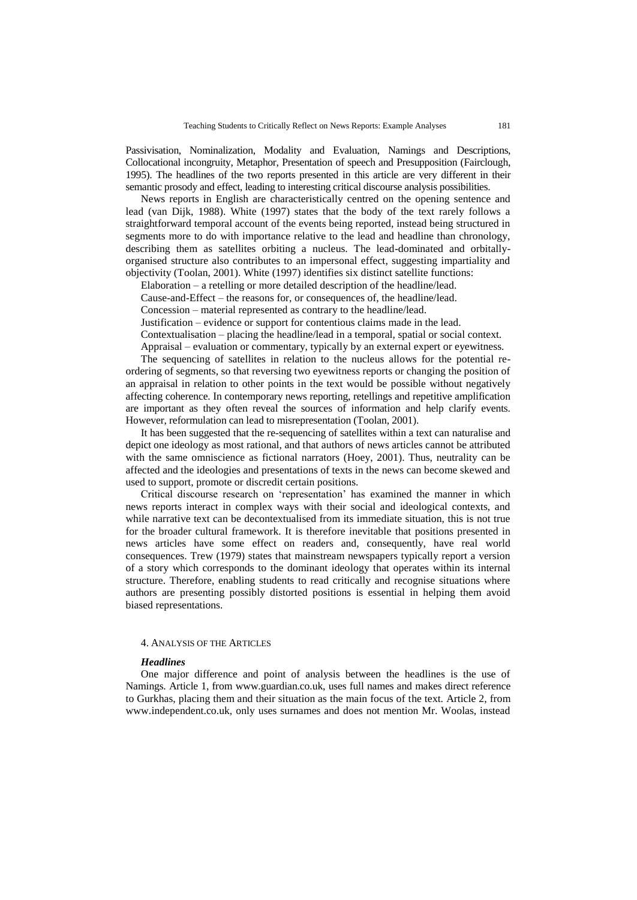Passivisation, Nominalization, Modality and Evaluation, Namings and Descriptions, Collocational incongruity, Metaphor, Presentation of speech and Presupposition (Fairclough, 1995). The headlines of the two reports presented in this article are very different in their semantic prosody and effect, leading to interesting critical discourse analysis possibilities.

News reports in English are characteristically centred on the opening sentence and lead (van Dijk, 1988). White (1997) states that the body of the text rarely follows a straightforward temporal account of the events being reported, instead being structured in segments more to do with importance relative to the lead and headline than chronology, describing them as satellites orbiting a nucleus. The lead-dominated and orbitally-organised structure also contributes to an impersonal effect, suggesting impartiality and objectivity (Toolan, 2001). White (1997) identifies six distinct satellite functions:

Elaboration – a retelling or more detailed description of the headline/lead.

Cause-and-Effect – the reasons for, or consequences of, the headline/lead.

Concession – material represented as contrary to the headline/lead.

Justification – evidence or support for contentious claims made in the lead.

Contextualisation – placing the headline/lead in a temporal, spatial or social context.

Appraisal – evaluation or commentary, typically by an external expert or eyewitness.

The sequencing of satellites in relation to the nucleus allows for the potential re-ordering of segments, so that reversing two eyewitness reports or changing the position of an appraisal in relation to other points in the text would be possible without negatively affecting coherence. In contemporary news reporting, retellings and repetitive amplification are important as they often reveal the sources of information and help clarify events. However, reformulation can lead to misrepresentation (Toolan, 2001).

It has been suggested that the re-sequencing of satellites within a text can naturalise and depict one ideology as most rational, and that authors of news articles cannot be attributed with the same omniscience as fictional narrators (Hoey, 2001). Thus, neutrality can be affected and the ideologies and presentations of texts in the news can become skewed and used to support, promote or discredit certain positions.

Critical discourse research on 'representation' has examined the manner in which news reports interact in complex ways with their social and ideological contexts, and while narrative text can be decontextualised from its immediate situation, this is not true for the broader cultural framework. It is therefore inevitable that positions presented in news articles have some effect on readers and, consequently, have real world consequences. Trew (1979) states that mainstream newspapers typically report a version of a story which corresponds to the dominant ideology that operates within its internal structure. Therefore, enabling students to read critically and recognise situations where authors are presenting possibly distorted positions is essential in helping them avoid biased representations.

## 4. Analysis of the Articles

### *Headlines*

One major difference and point of analysis between the headlines is the use of Namings. Article 1, from www.guardian.co.uk, uses full names and makes direct reference to Gurkhas, placing them and their situation as the main focus of the text. Article 2, from www.independent.co.uk, only uses surnames and does not mention Mr. Woolas, instead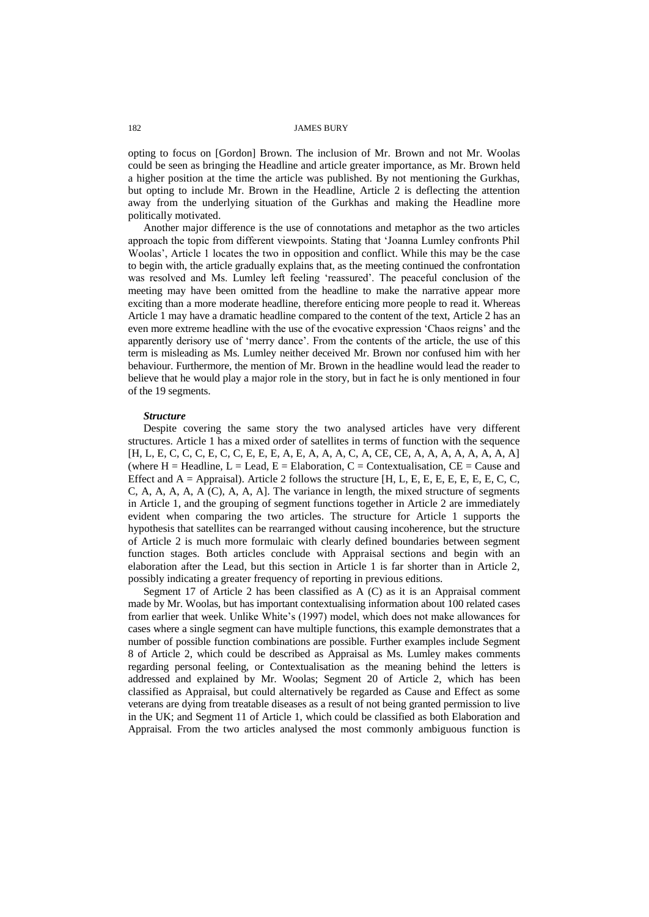opting to focus on [Gordon] Brown. The inclusion of Mr. Brown and not Mr. Woolas could be seen as bringing the Headline and article greater importance, as Mr. Brown held a higher position at the time the article was published. By not mentioning the Gurkhas, but opting to include Mr. Brown in the Headline, Article 2 is deflecting the attention away from the underlying situation of the Gurkhas and making the Headline more politically motivated.

Another major difference is the use of connotations and metaphor as the two articles approach the topic from different viewpoints. Stating that 'Joanna Lumley confronts Phil Woolas', Article 1 locates the two in opposition and conflict. While this may be the case to begin with, the article gradually explains that, as the meeting continued the confrontation was resolved and Ms. Lumley left feeling 'reassured'. The peaceful conclusion of the meeting may have been omitted from the headline to make the narrative appear more exciting than a more moderate headline, therefore enticing more people to read it. Whereas Article 1 may have a dramatic headline compared to the content of the text, Article 2 has an even more extreme headline with the use of the evocative expression 'Chaos reigns' and the apparently derisory use of 'merry dance'. From the contents of the article, the use of this term is misleading as Ms. Lumley neither deceived Mr. Brown nor confused him with her behaviour. Furthermore, the mention of Mr. Brown in the headline would lead the reader to believe that he would play a major role in the story, but in fact he is only mentioned in four of the 19 segments.

***Structure***

Despite covering the same story the two analysed articles have very different structures. Article 1 has a mixed order of satellites in terms of function with the sequence [H, L, E, C, C, C, E, C, C, E, E, E, A, E, A, A, A, C, A, CE, CE, A, A, A, A, A, A, A, A] (where H = Headline, L = Lead, E = Elaboration, C = Contextualisation, CE = Cause and Effect and A = Appraisal). Article 2 follows the structure [H, L, E, E, E, E, E, E, E, C, C, C, A, A, A, A, A (C), A, A, A]. The variance in length, the mixed structure of segments in Article 1, and the grouping of segment functions together in Article 2 are immediately evident when comparing the two articles. The structure for Article 1 supports the hypothesis that satellites can be rearranged without causing incoherence, but the structure of Article 2 is much more formulaic with clearly defined boundaries between segment function stages. Both articles conclude with Appraisal sections and begin with an elaboration after the Lead, but this section in Article 1 is far shorter than in Article 2, possibly indicating a greater frequency of reporting in previous editions.

Segment 17 of Article 2 has been classified as A (C) as it is an Appraisal comment made by Mr. Woolas, but has important contextualising information about 100 related cases from earlier that week. Unlike White's (1997) model, which does not make allowances for cases where a single segment can have multiple functions, this example demonstrates that a number of possible function combinations are possible. Further examples include Segment 8 of Article 2, which could be described as Appraisal as Ms. Lumley makes comments regarding personal feeling, or Contextualisation as the meaning behind the letters is addressed and explained by Mr. Woolas; Segment 20 of Article 2, which has been classified as Appraisal, but could alternatively be regarded as Cause and Effect as some veterans are dying from treatable diseases as a result of not being granted permission to live in the UK; and Segment 11 of Article 1, which could be classified as both Elaboration and Appraisal. From the two articles analysed the most commonly ambiguous function is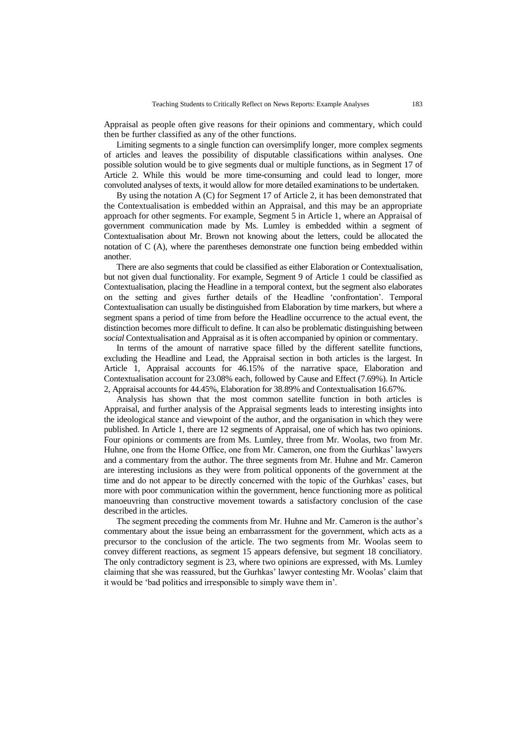Appraisal as people often give reasons for their opinions and commentary, which could then be further classified as any of the other functions.

Limiting segments to a single function can oversimplify longer, more complex segments of articles and leaves the possibility of disputable classifications within analyses. One possible solution would be to give segments dual or multiple functions, as in Segment 17 of Article 2. While this would be more time-consuming and could lead to longer, more convoluted analyses of texts, it would allow for more detailed examinations to be undertaken.

By using the notation A (C) for Segment 17 of Article 2, it has been demonstrated that the Contextualisation is embedded within an Appraisal, and this may be an appropriate approach for other segments. For example, Segment 5 in Article 1, where an Appraisal of government communication made by Ms. Lumley is embedded within a segment of Contextualisation about Mr. Brown not knowing about the letters, could be allocated the notation of C (A), where the parentheses demonstrate one function being embedded within another.

There are also segments that could be classified as either Elaboration or Contextualisation, but not given dual functionality. For example, Segment 9 of Article 1 could be classified as Contextualisation, placing the Headline in a temporal context, but the segment also elaborates on the setting and gives further details of the Headline 'confrontation'. Temporal Contextualisation can usually be distinguished from Elaboration by time markers, but where a segment spans a period of time from before the Headline occurrence to the actual event, the distinction becomes more difficult to define. It can also be problematic distinguishing between *social* Contextualisation and Appraisal as it is often accompanied by opinion or commentary.

In terms of the amount of narrative space filled by the different satellite functions, excluding the Headline and Lead, the Appraisal section in both articles is the largest. In Article 1, Appraisal accounts for 46.15% of the narrative space, Elaboration and Contextualisation account for 23.08% each, followed by Cause and Effect (7.69%). In Article 2, Appraisal accounts for 44.45%, Elaboration for 38.89% and Contextualisation 16.67%.

Analysis has shown that the most common satellite function in both articles is Appraisal, and further analysis of the Appraisal segments leads to interesting insights into the ideological stance and viewpoint of the author, and the organisation in which they were published. In Article 1, there are 12 segments of Appraisal, one of which has two opinions. Four opinions or comments are from Ms. Lumley, three from Mr. Woolas, two from Mr. Huhne, one from the Home Office, one from Mr. Cameron, one from the Gurhkas' lawyers and a commentary from the author. The three segments from Mr. Huhne and Mr. Cameron are interesting inclusions as they were from political opponents of the government at the time and do not appear to be directly concerned with the topic of the Gurhkas' cases, but more with poor communication within the government, hence functioning more as political manoeuvring than constructive movement towards a satisfactory conclusion of the case described in the articles.

The segment preceding the comments from Mr. Huhne and Mr. Cameron is the author's commentary about the issue being an embarrassment for the government, which acts as a precursor to the conclusion of the article. The two segments from Mr. Woolas seem to convey different reactions, as segment 15 appears defensive, but segment 18 conciliatory. The only contradictory segment is 23, where two opinions are expressed, with Ms. Lumley claiming that she was reassured, but the Gurhkas' lawyer contesting Mr. Woolas' claim that it would be 'bad politics and irresponsible to simply wave them in'.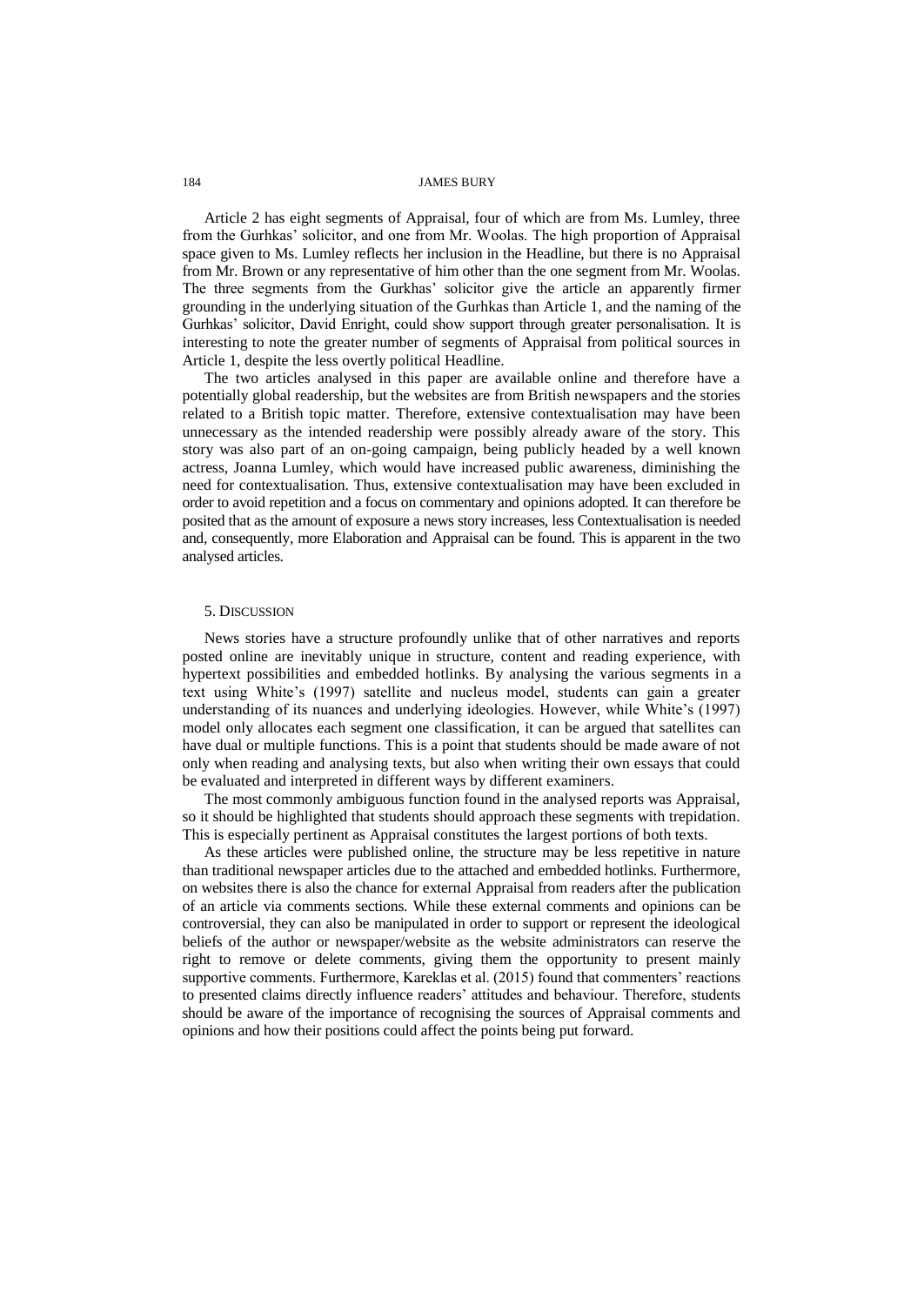Article 2 has eight segments of Appraisal, four of which are from Ms. Lumley, three from the Gurhkas' solicitor, and one from Mr. Woolas. The high proportion of Appraisal space given to Ms. Lumley reflects her inclusion in the Headline, but there is no Appraisal from Mr. Brown or any representative of him other than the one segment from Mr. Woolas. The three segments from the Gurkhas' solicitor give the article an apparently firmer grounding in the underlying situation of the Gurhkas than Article 1, and the naming of the Gurhkas' solicitor, David Enright, could show support through greater personalisation. It is interesting to note the greater number of segments of Appraisal from political sources in Article 1, despite the less overtly political Headline.

The two articles analysed in this paper are available online and therefore have a potentially global readership, but the websites are from British newspapers and the stories related to a British topic matter. Therefore, extensive contextualisation may have been unnecessary as the intended readership were possibly already aware of the story. This story was also part of an on-going campaign, being publicly headed by a well known actress, Joanna Lumley, which would have increased public awareness, diminishing the need for contextualisation. Thus, extensive contextualisation may have been excluded in order to avoid repetition and a focus on commentary and opinions adopted. It can therefore be posited that as the amount of exposure a news story increases, less Contextualisation is needed and, consequently, more Elaboration and Appraisal can be found. This is apparent in the two analysed articles.

## 5. Discussion

News stories have a structure profoundly unlike that of other narratives and reports posted online are inevitably unique in structure, content and reading experience, with hypertext possibilities and embedded hotlinks. By analysing the various segments in a text using White's (1997) satellite and nucleus model, students can gain a greater understanding of its nuances and underlying ideologies. However, while White's (1997) model only allocates each segment one classification, it can be argued that satellites can have dual or multiple functions. This is a point that students should be made aware of not only when reading and analysing texts, but also when writing their own essays that could be evaluated and interpreted in different ways by different examiners.

The most commonly ambiguous function found in the analysed reports was Appraisal, so it should be highlighted that students should approach these segments with trepidation. This is especially pertinent as Appraisal constitutes the largest portions of both texts.

As these articles were published online, the structure may be less repetitive in nature than traditional newspaper articles due to the attached and embedded hotlinks. Furthermore, on websites there is also the chance for external Appraisal from readers after the publication of an article via comments sections. While these external comments and opinions can be controversial, they can also be manipulated in order to support or represent the ideological beliefs of the author or newspaper/website as the website administrators can reserve the right to remove or delete comments, giving them the opportunity to present mainly supportive comments. Furthermore, Kareklas et al. (2015) found that commenters' reactions to presented claims directly influence readers' attitudes and behaviour. Therefore, students should be aware of the importance of recognising the sources of Appraisal comments and opinions and how their positions could affect the points being put forward.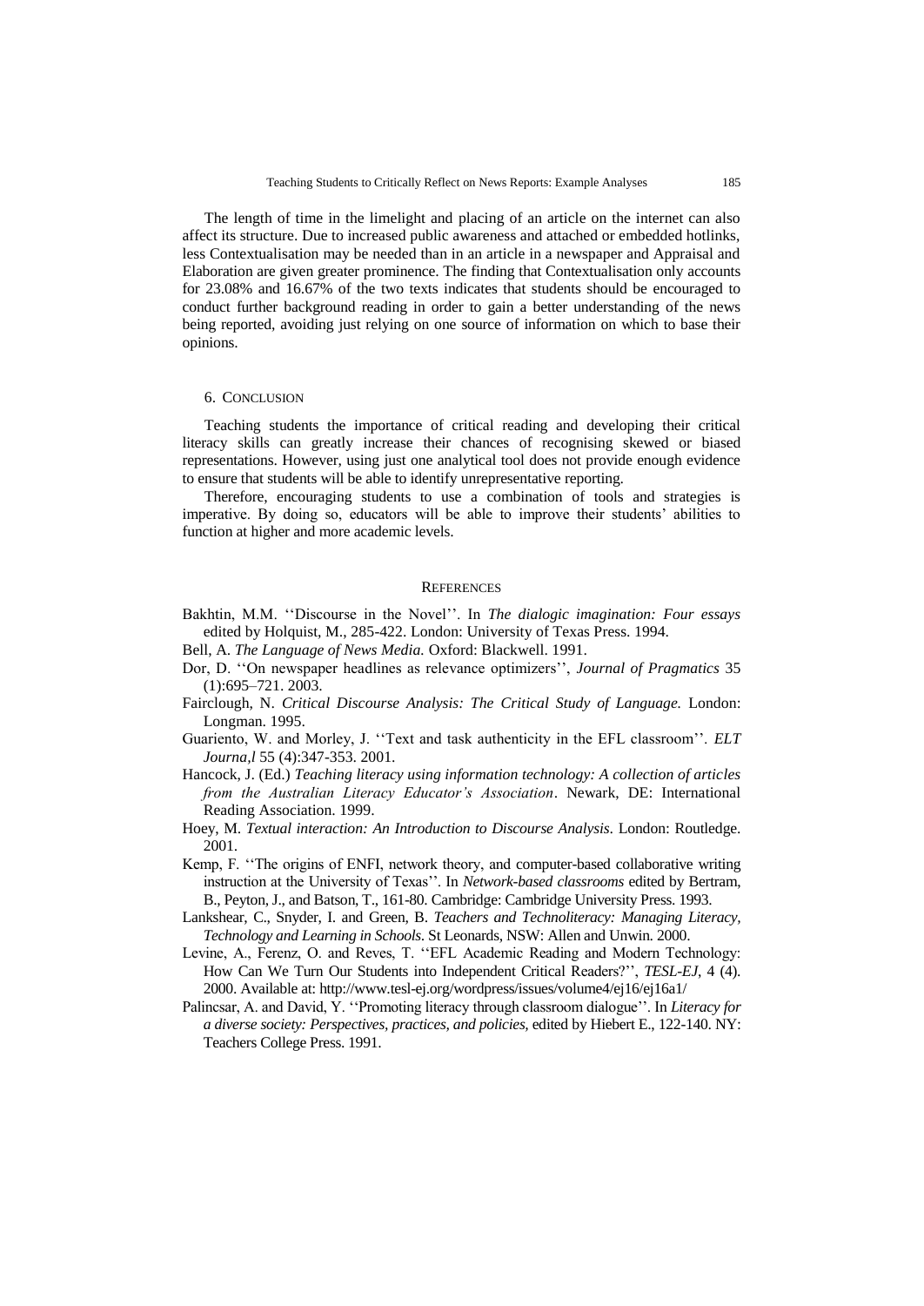The length of time in the limelight and placing of an article on the internet can also affect its structure. Due to increased public awareness and attached or embedded hotlinks, less Contextualisation may be needed than in an article in a newspaper and Appraisal and Elaboration are given greater prominence. The finding that Contextualisation only accounts for 23.08% and 16.67% of the two texts indicates that students should be encouraged to conduct further background reading in order to gain a better understanding of the news being reported, avoiding just relying on one source of information on which to base their opinions.

## 6. Conclusion

Teaching students the importance of critical reading and developing their critical literacy skills can greatly increase their chances of recognising skewed or biased representations. However, using just one analytical tool does not provide enough evidence to ensure that students will be able to identify unrepresentative reporting.

Therefore, encouraging students to use a combination of tools and strategies is imperative. By doing so, educators will be able to improve their students' abilities to function at higher and more academic levels.

## References

Bakhtin, M.M. ''Discourse in the Novel''. In *The dialogic imagination: Four essays* edited by Holquist, M., 285-422. London: University of Texas Press. 1994.

Bell, A. *The Language of News Media.* Oxford: Blackwell. 1991.

Dor, D. ''On newspaper headlines as relevance optimizers'', *Journal of Pragmatics* 35 (1):695–721. 2003.

Fairclough, N. *Critical Discourse Analysis: The Critical Study of Language.* London: Longman. 1995.

Guariento, W. and Morley, J. ''Text and task authenticity in the EFL classroom''. *ELT Journa,l* 55 (4):347-353. 2001.

Hancock, J. (Ed.) *Teaching literacy using information technology: A collection of articles from the Australian Literacy Educator's Association*. Newark, DE: International Reading Association. 1999.

Hoey, M. *Textual interaction: An Introduction to Discourse Analysis.* London: Routledge. 2001.

Kemp, F. ''The origins of ENFI, network theory, and computer-based collaborative writing instruction at the University of Texas''. In *Network-based classrooms* edited by Bertram, B., Peyton, J., and Batson, T., 161-80. Cambridge: Cambridge University Press. 1993.

Lankshear, C., Snyder, I. and Green, B. *Teachers and Technoliteracy: Managing Literacy, Technology and Learning in Schools.* St Leonards, NSW: Allen and Unwin. 2000.

Levine, A., Ferenz, O. and Reves, T. ''EFL Academic Reading and Modern Technology: How Can We Turn Our Students into Independent Critical Readers?'', *TESL-EJ*, 4 (4). 2000. Available at: http://www.tesl-ej.org/wordpress/issues/volume4/ej16/ej16a1/

Palincsar, A. and David, Y. ''Promoting literacy through classroom dialogue''. In *Literacy for a diverse society: Perspectives, practices, and policies*, edited by Hiebert E., 122-140. NY: Teachers College Press. 1991.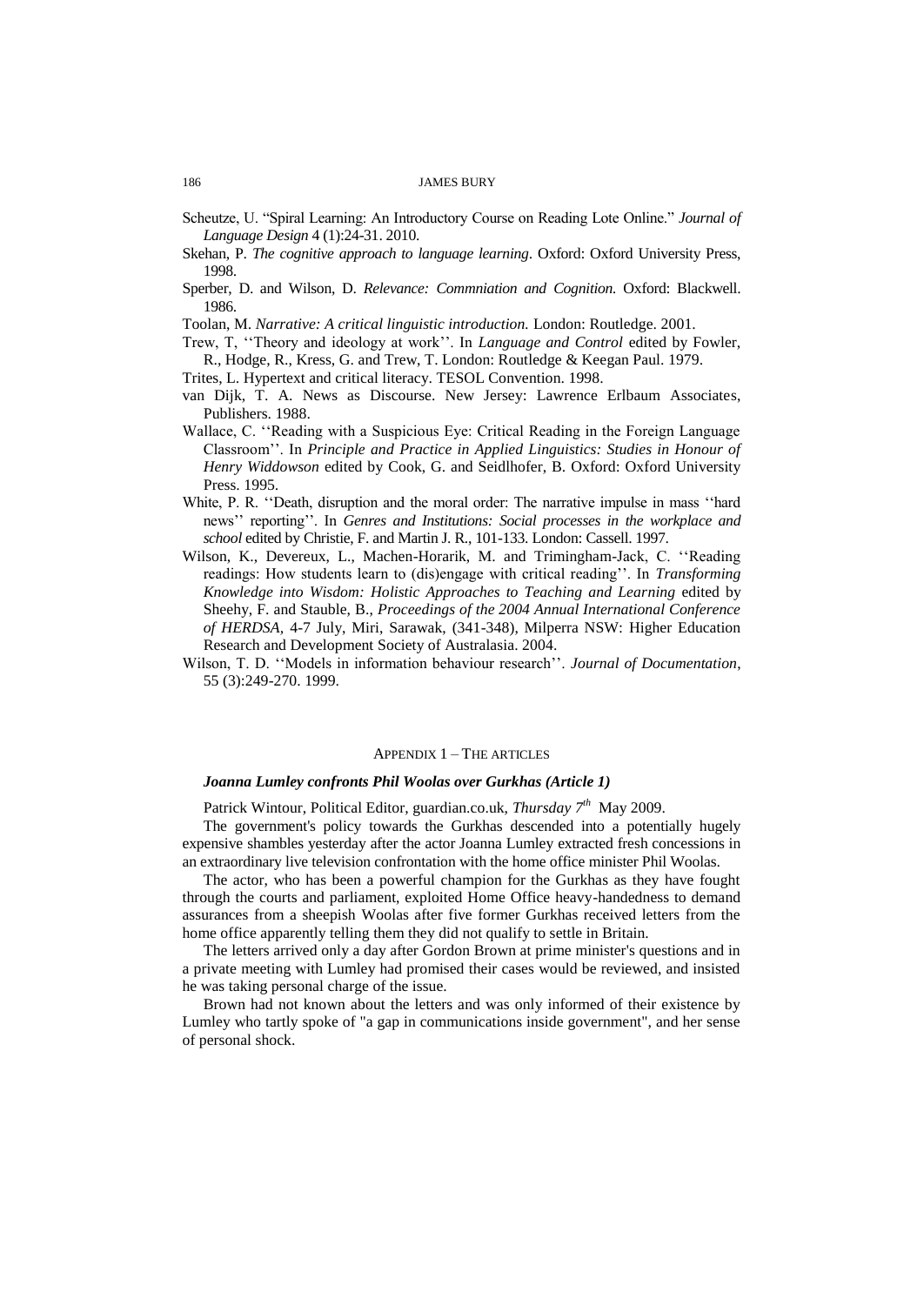Scheutze, U. "Spiral Learning: An Introductory Course on Reading Lote Online." *Journal of Language Design* 4 (1):24-31. 2010.

Skehan, P. *The cognitive approach to language learning*. Oxford: Oxford University Press, 1998.

Sperber, D. and Wilson, D. *Relevance: Commniation and Cognition.* Oxford: Blackwell. 1986.

Toolan, M. *Narrative: A critical linguistic introduction.* London: Routledge. 2001.

Trew, T, ''Theory and ideology at work''. In *Language and Control* edited by Fowler, R., Hodge, R., Kress, G. and Trew, T. London: Routledge & Keegan Paul. 1979.

Trites, L. Hypertext and critical literacy. TESOL Convention. 1998.

van Dijk, T. A. News as Discourse. New Jersey: Lawrence Erlbaum Associates, Publishers. 1988.

Wallace, C. ''Reading with a Suspicious Eye: Critical Reading in the Foreign Language Classroom''. In *Principle and Practice in Applied Linguistics: Studies in Honour of Henry Widdowson* edited by Cook, G. and Seidlhofer, B. Oxford: Oxford University Press. 1995.

White, P. R. ''Death, disruption and the moral order: The narrative impulse in mass ''hard news'' reporting''. In *Genres and Institutions: Social processes in the workplace and school* edited by Christie, F. and Martin J. R., 101-133. London: Cassell. 1997.

Wilson, K., Devereux, L., Machen-Horarik, M. and Trimingham-Jack, C. ''Reading readings: How students learn to (dis)engage with critical reading''. In *Transforming Knowledge into Wisdom: Holistic Approaches to Teaching and Learning* edited by Sheehy, F. and Stauble, B., *Proceedings of the 2004 Annual International Conference of HERDSA*, 4-7 July, Miri, Sarawak, (341-348), Milperra NSW: Higher Education Research and Development Society of Australasia. 2004.

Wilson, T. D. ''Models in information behaviour research''. *Journal of Documentation*, 55 (3):249-270. 1999.

## APPENDIX 1 – THE ARTICLES

### *Joanna Lumley confronts Phil Woolas over Gurkhas (Article 1)*

Patrick Wintour, Political Editor, guardian.co.uk, *Thursday 7th* May 2009.

The government's policy towards the Gurkhas descended into a potentially hugely expensive shambles yesterday after the actor Joanna Lumley extracted fresh concessions in an extraordinary live television confrontation with the home office minister Phil Woolas.

The actor, who has been a powerful champion for the Gurkhas as they have fought through the courts and parliament, exploited Home Office heavy-handedness to demand assurances from a sheepish Woolas after five former Gurkhas received letters from the home office apparently telling them they did not qualify to settle in Britain.

The letters arrived only a day after Gordon Brown at prime minister's questions and in a private meeting with Lumley had promised their cases would be reviewed, and insisted he was taking personal charge of the issue.

Brown had not known about the letters and was only informed of their existence by Lumley who tartly spoke of "a gap in communications inside government", and her sense of personal shock.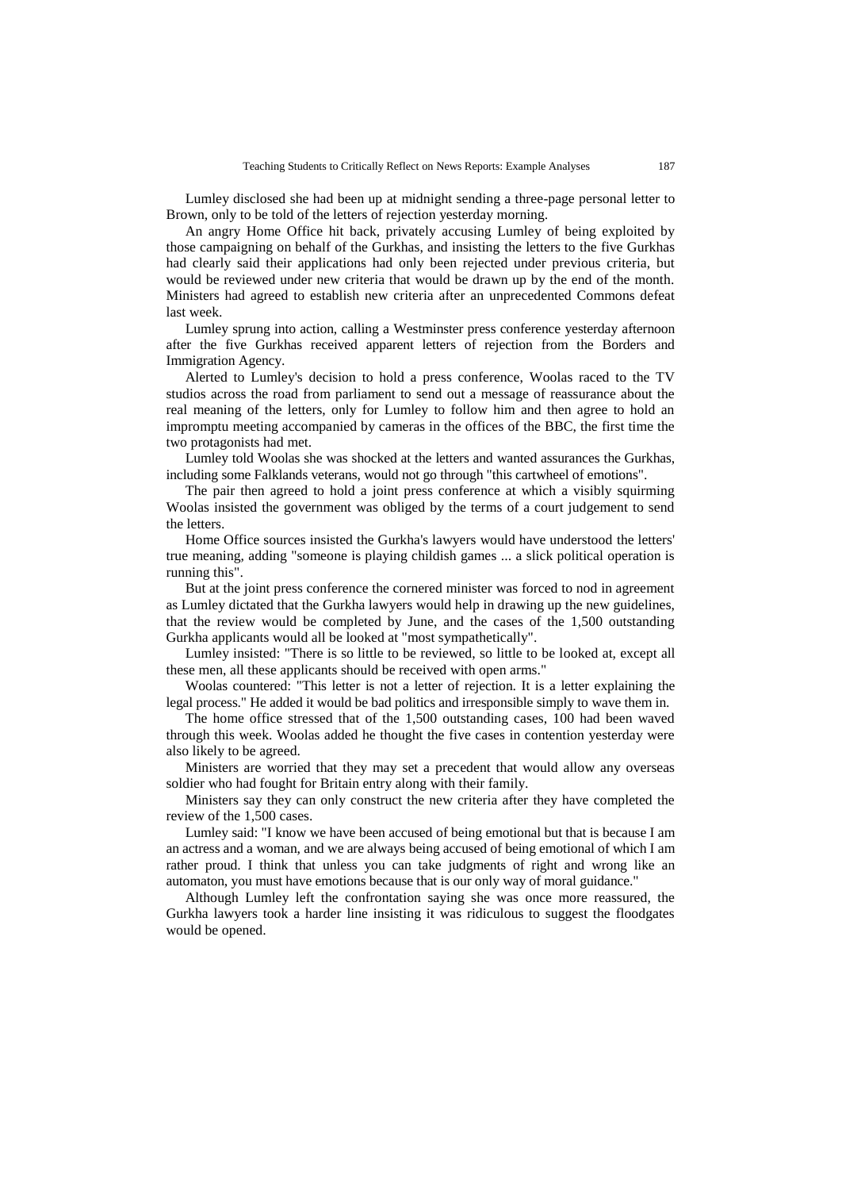Lumley disclosed she had been up at midnight sending a three-page personal letter to Brown, only to be told of the letters of rejection yesterday morning.

An angry Home Office hit back, privately accusing Lumley of being exploited by those campaigning on behalf of the Gurkhas, and insisting the letters to the five Gurkhas had clearly said their applications had only been rejected under previous criteria, but would be reviewed under new criteria that would be drawn up by the end of the month. Ministers had agreed to establish new criteria after an unprecedented Commons defeat last week.

Lumley sprung into action, calling a Westminster press conference yesterday afternoon after the five Gurkhas received apparent letters of rejection from the Borders and Immigration Agency.

Alerted to Lumley's decision to hold a press conference, Woolas raced to the TV studios across the road from parliament to send out a message of reassurance about the real meaning of the letters, only for Lumley to follow him and then agree to hold an impromptu meeting accompanied by cameras in the offices of the BBC, the first time the two protagonists had met.

Lumley told Woolas she was shocked at the letters and wanted assurances the Gurkhas, including some Falklands veterans, would not go through "this cartwheel of emotions".

The pair then agreed to hold a joint press conference at which a visibly squirming Woolas insisted the government was obliged by the terms of a court judgement to send the letters.

Home Office sources insisted the Gurkha's lawyers would have understood the letters' true meaning, adding "someone is playing childish games ... a slick political operation is running this".

But at the joint press conference the cornered minister was forced to nod in agreement as Lumley dictated that the Gurkha lawyers would help in drawing up the new guidelines, that the review would be completed by June, and the cases of the 1,500 outstanding Gurkha applicants would all be looked at "most sympathetically".

Lumley insisted: "There is so little to be reviewed, so little to be looked at, except all these men, all these applicants should be received with open arms."

Woolas countered: "This letter is not a letter of rejection. It is a letter explaining the legal process." He added it would be bad politics and irresponsible simply to wave them in.

The home office stressed that of the 1,500 outstanding cases, 100 had been waved through this week. Woolas added he thought the five cases in contention yesterday were also likely to be agreed.

Ministers are worried that they may set a precedent that would allow any overseas soldier who had fought for Britain entry along with their family.

Ministers say they can only construct the new criteria after they have completed the review of the 1,500 cases.

Lumley said: "I know we have been accused of being emotional but that is because I am an actress and a woman, and we are always being accused of being emotional of which I am rather proud. I think that unless you can take judgments of right and wrong like an automaton, you must have emotions because that is our only way of moral guidance."

Although Lumley left the confrontation saying she was once more reassured, the Gurkha lawyers took a harder line insisting it was ridiculous to suggest the floodgates would be opened.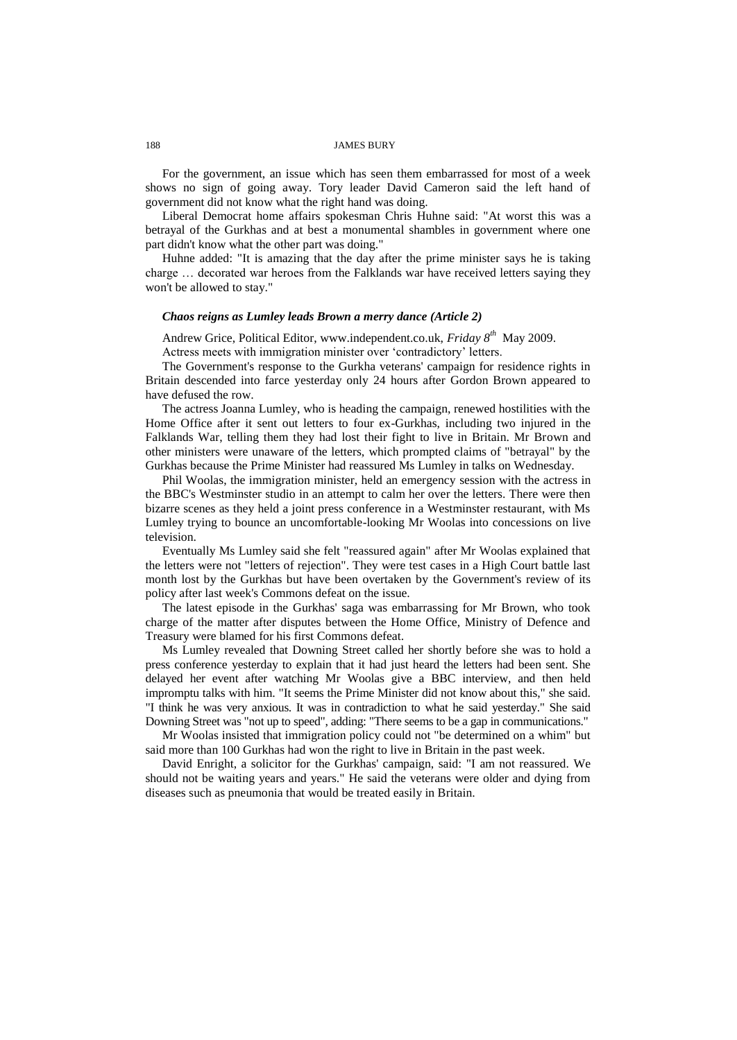For the government, an issue which has seen them embarrassed for most of a week shows no sign of going away. Tory leader David Cameron said the left hand of government did not know what the right hand was doing.

Liberal Democrat home affairs spokesman Chris Huhne said: "At worst this was a betrayal of the Gurkhas and at best a monumental shambles in government where one part didn't know what the other part was doing."

Huhne added: "It is amazing that the day after the prime minister says he is taking charge … decorated war heroes from the Falklands war have received letters saying they won't be allowed to stay."

### *Chaos reigns as Lumley leads Brown a merry dance (Article 2)*

Andrew Grice, Political Editor, www.independent.co.uk, *Friday 8th* May 2009.

Actress meets with immigration minister over 'contradictory' letters.

The Government's response to the Gurkha veterans' campaign for residence rights in Britain descended into farce yesterday only 24 hours after Gordon Brown appeared to have defused the row.

The actress Joanna Lumley, who is heading the campaign, renewed hostilities with the Home Office after it sent out letters to four ex-Gurkhas, including two injured in the Falklands War, telling them they had lost their fight to live in Britain. Mr Brown and other ministers were unaware of the letters, which prompted claims of "betrayal" by the Gurkhas because the Prime Minister had reassured Ms Lumley in talks on Wednesday.

Phil Woolas, the immigration minister, held an emergency session with the actress in the BBC's Westminster studio in an attempt to calm her over the letters. There were then bizarre scenes as they held a joint press conference in a Westminster restaurant, with Ms Lumley trying to bounce an uncomfortable-looking Mr Woolas into concessions on live television.

Eventually Ms Lumley said she felt "reassured again" after Mr Woolas explained that the letters were not "letters of rejection". They were test cases in a High Court battle last month lost by the Gurkhas but have been overtaken by the Government's review of its policy after last week's Commons defeat on the issue.

The latest episode in the Gurkhas' saga was embarrassing for Mr Brown, who took charge of the matter after disputes between the Home Office, Ministry of Defence and Treasury were blamed for his first Commons defeat.

Ms Lumley revealed that Downing Street called her shortly before she was to hold a press conference yesterday to explain that it had just heard the letters had been sent. She delayed her event after watching Mr Woolas give a BBC interview, and then held impromptu talks with him. "It seems the Prime Minister did not know about this," she said. "I think he was very anxious. It was in contradiction to what he said yesterday." She said Downing Street was "not up to speed", adding: "There seems to be a gap in communications."

Mr Woolas insisted that immigration policy could not "be determined on a whim" but said more than 100 Gurkhas had won the right to live in Britain in the past week.

David Enright, a solicitor for the Gurkhas' campaign, said: "I am not reassured. We should not be waiting years and years." He said the veterans were older and dying from diseases such as pneumonia that would be treated easily in Britain.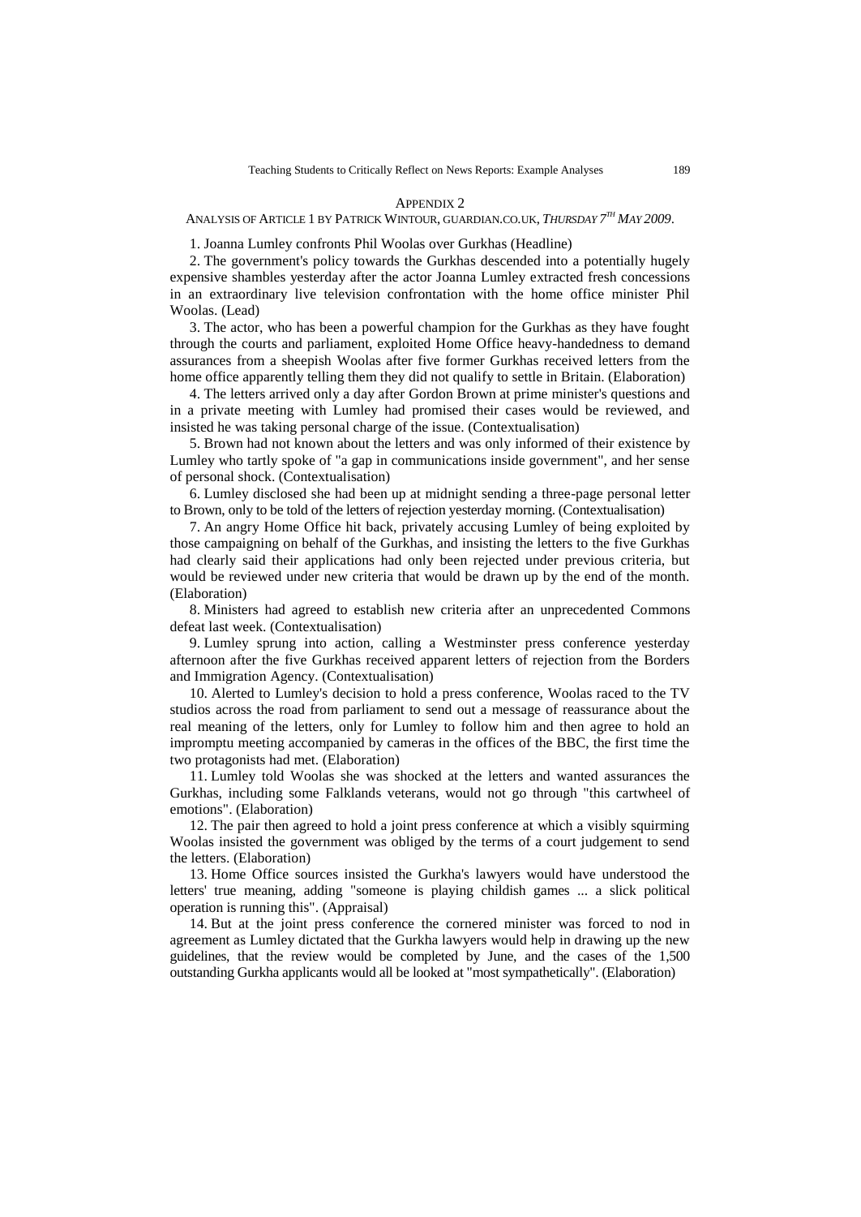## Appendix 2

### Analysis of Article 1 by Patrick Wintour, guardian.co.uk, *Thursday 7th May 2009*.

1. Joanna Lumley confronts Phil Woolas over Gurkhas (Headline)

2. The government's policy towards the Gurkhas descended into a potentially hugely expensive shambles yesterday after the actor Joanna Lumley extracted fresh concessions in an extraordinary live television confrontation with the home office minister Phil Woolas. (Lead)

3. The actor, who has been a powerful champion for the Gurkhas as they have fought through the courts and parliament, exploited Home Office heavy-handedness to demand assurances from a sheepish Woolas after five former Gurkhas received letters from the home office apparently telling them they did not qualify to settle in Britain. (Elaboration)

4. The letters arrived only a day after Gordon Brown at prime minister's questions and in a private meeting with Lumley had promised their cases would be reviewed, and insisted he was taking personal charge of the issue. (Contextualisation)

5. Brown had not known about the letters and was only informed of their existence by Lumley who tartly spoke of "a gap in communications inside government", and her sense of personal shock. (Contextualisation)

6. Lumley disclosed she had been up at midnight sending a three-page personal letter to Brown, only to be told of the letters of rejection yesterday morning. (Contextualisation)

7. An angry Home Office hit back, privately accusing Lumley of being exploited by those campaigning on behalf of the Gurkhas, and insisting the letters to the five Gurkhas had clearly said their applications had only been rejected under previous criteria, but would be reviewed under new criteria that would be drawn up by the end of the month. (Elaboration)

8. Ministers had agreed to establish new criteria after an unprecedented Commons defeat last week. (Contextualisation)

9. Lumley sprung into action, calling a Westminster press conference yesterday afternoon after the five Gurkhas received apparent letters of rejection from the Borders and Immigration Agency. (Contextualisation)

10. Alerted to Lumley's decision to hold a press conference, Woolas raced to the TV studios across the road from parliament to send out a message of reassurance about the real meaning of the letters, only for Lumley to follow him and then agree to hold an impromptu meeting accompanied by cameras in the offices of the BBC, the first time the two protagonists had met. (Elaboration)

11. Lumley told Woolas she was shocked at the letters and wanted assurances the Gurkhas, including some Falklands veterans, would not go through "this cartwheel of emotions". (Elaboration)

12. The pair then agreed to hold a joint press conference at which a visibly squirming Woolas insisted the government was obliged by the terms of a court judgement to send the letters. (Elaboration)

13. Home Office sources insisted the Gurkha's lawyers would have understood the letters' true meaning, adding "someone is playing childish games ... a slick political operation is running this". (Appraisal)

14. But at the joint press conference the cornered minister was forced to nod in agreement as Lumley dictated that the Gurkha lawyers would help in drawing up the new guidelines, that the review would be completed by June, and the cases of the 1,500 outstanding Gurkha applicants would all be looked at "most sympathetically". (Elaboration)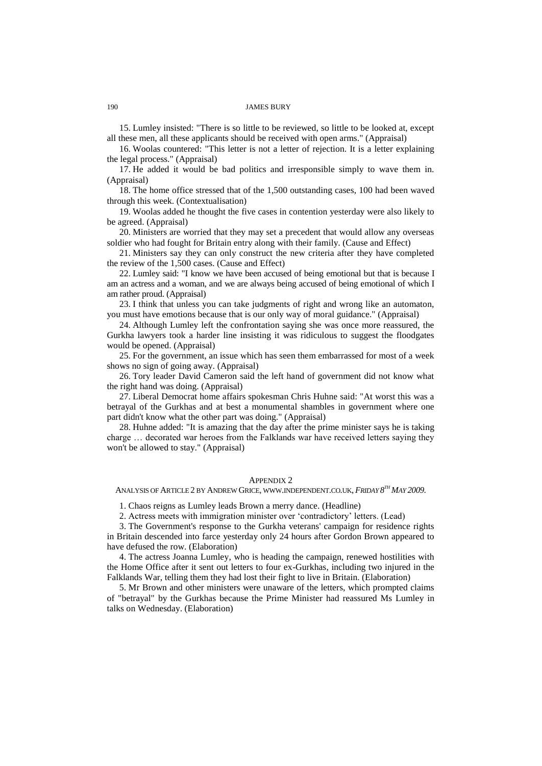15. Lumley insisted: "There is so little to be reviewed, so little to be looked at, except all these men, all these applicants should be received with open arms." (Appraisal)

16. Woolas countered: "This letter is not a letter of rejection. It is a letter explaining the legal process." (Appraisal)

17. He added it would be bad politics and irresponsible simply to wave them in. (Appraisal)

18. The home office stressed that of the 1,500 outstanding cases, 100 had been waved through this week. (Contextualisation)

19. Woolas added he thought the five cases in contention yesterday were also likely to be agreed. (Appraisal)

20. Ministers are worried that they may set a precedent that would allow any overseas soldier who had fought for Britain entry along with their family. (Cause and Effect)

21. Ministers say they can only construct the new criteria after they have completed the review of the 1,500 cases. (Cause and Effect)

22. Lumley said: "I know we have been accused of being emotional but that is because I am an actress and a woman, and we are always being accused of being emotional of which I am rather proud. (Appraisal)

23. I think that unless you can take judgments of right and wrong like an automaton, you must have emotions because that is our only way of moral guidance." (Appraisal)

24. Although Lumley left the confrontation saying she was once more reassured, the Gurkha lawyers took a harder line insisting it was ridiculous to suggest the floodgates would be opened. (Appraisal)

25. For the government, an issue which has seen them embarrassed for most of a week shows no sign of going away. (Appraisal)

26. Tory leader David Cameron said the left hand of government did not know what the right hand was doing. (Appraisal)

27. Liberal Democrat home affairs spokesman Chris Huhne said: "At worst this was a betrayal of the Gurkhas and at best a monumental shambles in government where one part didn't know what the other part was doing." (Appraisal)

28. Huhne added: "It is amazing that the day after the prime minister says he is taking charge … decorated war heroes from the Falklands war have received letters saying they won't be allowed to stay." (Appraisal)

## Appendix 2

### Analysis of Article 2 by Andrew Grice, www.independent.co.uk, *Friday 8th May 2009.*

1. Chaos reigns as Lumley leads Brown a merry dance. (Headline)

2. Actress meets with immigration minister over 'contradictory' letters. (Lead)

3. The Government's response to the Gurkha veterans' campaign for residence rights in Britain descended into farce yesterday only 24 hours after Gordon Brown appeared to have defused the row. (Elaboration)

4. The actress Joanna Lumley, who is heading the campaign, renewed hostilities with the Home Office after it sent out letters to four ex-Gurkhas, including two injured in the Falklands War, telling them they had lost their fight to live in Britain. (Elaboration)

5. Mr Brown and other ministers were unaware of the letters, which prompted claims of "betrayal" by the Gurkhas because the Prime Minister had reassured Ms Lumley in talks on Wednesday. (Elaboration)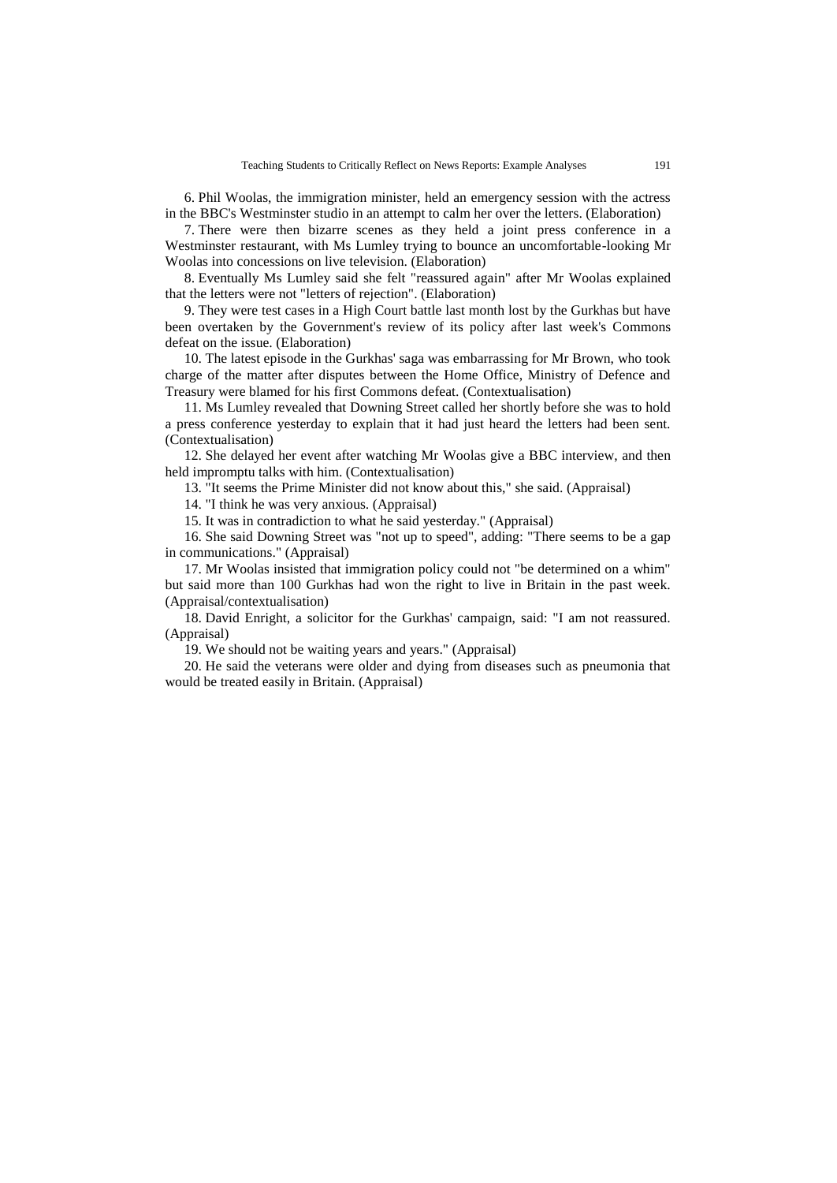6. Phil Woolas, the immigration minister, held an emergency session with the actress in the BBC's Westminster studio in an attempt to calm her over the letters. (Elaboration)

7. There were then bizarre scenes as they held a joint press conference in a Westminster restaurant, with Ms Lumley trying to bounce an uncomfortable-looking Mr Woolas into concessions on live television. (Elaboration)

8. Eventually Ms Lumley said she felt "reassured again" after Mr Woolas explained that the letters were not "letters of rejection". (Elaboration)

9. They were test cases in a High Court battle last month lost by the Gurkhas but have been overtaken by the Government's review of its policy after last week's Commons defeat on the issue. (Elaboration)

10. The latest episode in the Gurkhas' saga was embarrassing for Mr Brown, who took charge of the matter after disputes between the Home Office, Ministry of Defence and Treasury were blamed for his first Commons defeat. (Contextualisation)

11. Ms Lumley revealed that Downing Street called her shortly before she was to hold a press conference yesterday to explain that it had just heard the letters had been sent. (Contextualisation)

12. She delayed her event after watching Mr Woolas give a BBC interview, and then held impromptu talks with him. (Contextualisation)

13. "It seems the Prime Minister did not know about this," she said. (Appraisal)

14. "I think he was very anxious. (Appraisal)

15. It was in contradiction to what he said yesterday." (Appraisal)

16. She said Downing Street was "not up to speed", adding: "There seems to be a gap in communications." (Appraisal)

17. Mr Woolas insisted that immigration policy could not "be determined on a whim" but said more than 100 Gurkhas had won the right to live in Britain in the past week. (Appraisal/contextualisation)

18. David Enright, a solicitor for the Gurkhas' campaign, said: "I am not reassured. (Appraisal)

19. We should not be waiting years and years." (Appraisal)

20. He said the veterans were older and dying from diseases such as pneumonia that would be treated easily in Britain. (Appraisal)